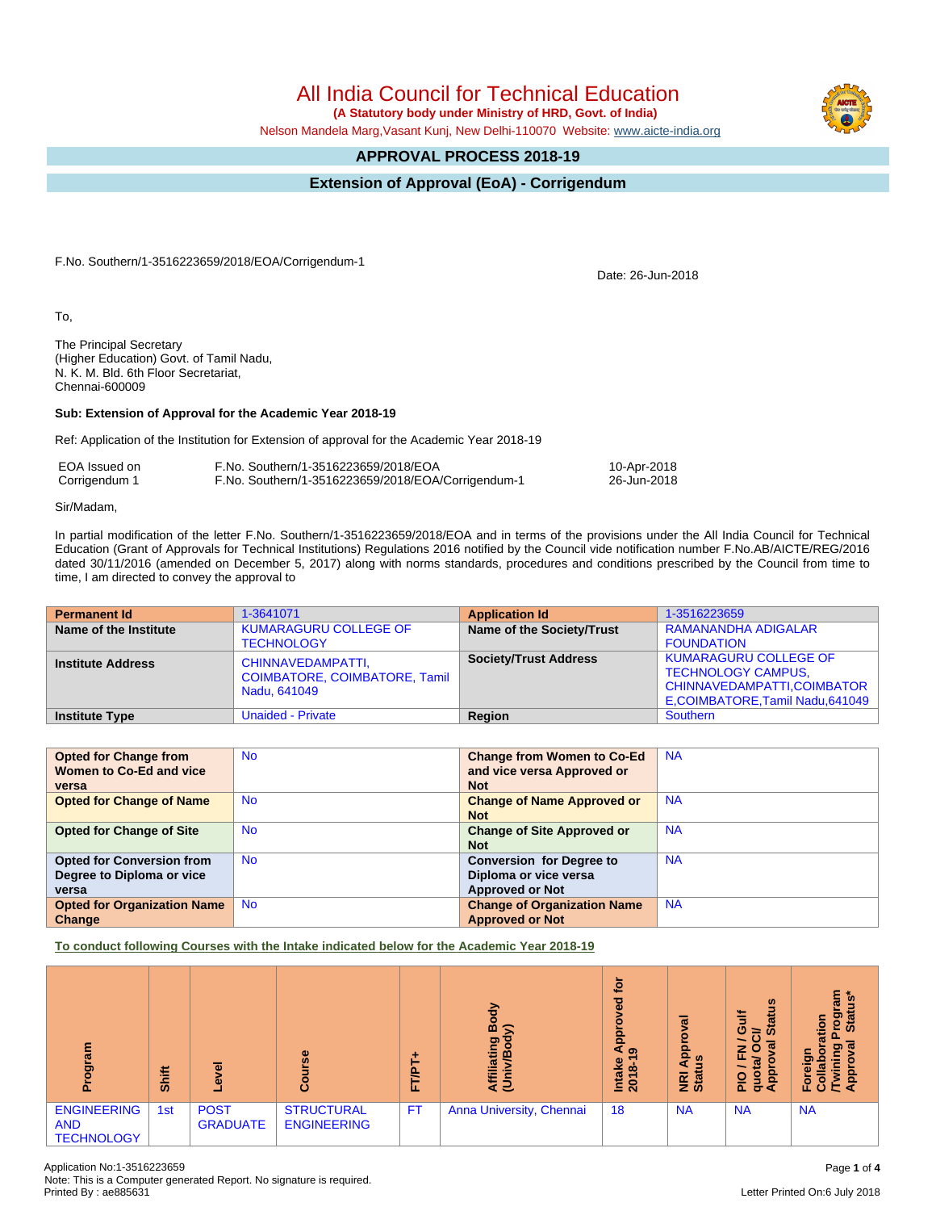# All India Council for Technical Education

**(A Statutory body under Ministry of HRD, Govt. of India)**

Nelson Mandela Marg,Vasant Kunj, New Delhi-110070 Website: www.aicte-india.org

## APPROVAL PROCESS 2018-19

## Extension of Approval (EoA) - Corrigendum

F.No. Southern/1-3516223659/2018/EOA/Corrigendum-1

Date: 26-Jun-2018

To,

The Principal Secretary
(Higher Education) Govt. of Tamil Nadu,
N. K. M. Bld. 6th Floor Secretariat,
Chennai-600009

**Sub: Extension of Approval for the Academic Year 2018-19**

Ref: Application of the Institution for Extension of approval for the Academic Year 2018-19

| | | |
|---|---|---|
| EOA Issued on | F.No. Southern/1-3516223659/2018/EOA | 10-Apr-2018 |
| Corrigendum 1 | F.No. Southern/1-3516223659/2018/EOA/Corrigendum-1 | 26-Jun-2018 |

Sir/Madam,

In partial modification of the letter F.No. Southern/1-3516223659/2018/EOA and in terms of the provisions under the All India Council for Technical Education (Grant of Approvals for Technical Institutions) Regulations 2016 notified by the Council vide notification number F.No.AB/AICTE/REG/2016 dated 30/11/2016 (amended on December 5, 2017) along with norms standards, procedures and conditions prescribed by the Council from time to time, I am directed to convey the approval to

| **Permanent Id** | 1-3641071 | **Application Id** | 1-3516223659 |
|---|---|---|---|
| **Name of the Institute** | KUMARAGURU COLLEGE OF TECHNOLOGY | **Name of the Society/Trust** | RAMANANDHA ADIGALAR FOUNDATION |
| **Institute Address** | CHINNAVEDAMPATTI, COIMBATORE, COIMBATORE, Tamil Nadu, 641049 | **Society/Trust Address** | KUMARAGURU COLLEGE OF TECHNOLOGY CAMPUS, CHINNAVEDAMPATTI,COIMBATORE,COIMBATORE,Tamil Nadu,641049 |
| **Institute Type** | Unaided - Private | **Region** | Southern |

| **Opted for Change from Women to Co-Ed and vice versa** | No | **Change from Women to Co-Ed and vice versa Approved or Not** | NA |
|---|---|---|---|
| **Opted for Change of Name** | No | **Change of Name Approved or Not** | NA |
| **Opted for Change of Site** | No | **Change of Site Approved or Not** | NA |
| **Opted for Conversion from Degree to Diploma or vice versa** | No | **Conversion for Degree to Diploma or vice versa Approved or Not** | NA |
| **Opted for Organization Name Change** | No | **Change of Organization Name Approved or Not** | NA |

**To conduct following Courses with the Intake indicated below for the Academic Year 2018-19**

| Program | Shift | Level | Course | FT/PT+ | Affiliating Body (Univ/Body) | Intake Approved for 2018-19 | NRI Approval Status | PIO / FN / Gulf quota/ OCI/ Approval Status | Foreign Collaboration /Twining Program Approval Status* |
|---|---|---|---|---|---|---|---|---|---|
| ENGINEERING AND TECHNOLOGY | 1st | POST GRADUATE | STRUCTURAL ENGINEERING | FT | Anna University, Chennai | 18 | NA | NA | NA |

Application No:1-3516223659
Note: This is a Computer generated Report. No signature is required.
Printed By : ae885631

Letter Printed On:6 July 2018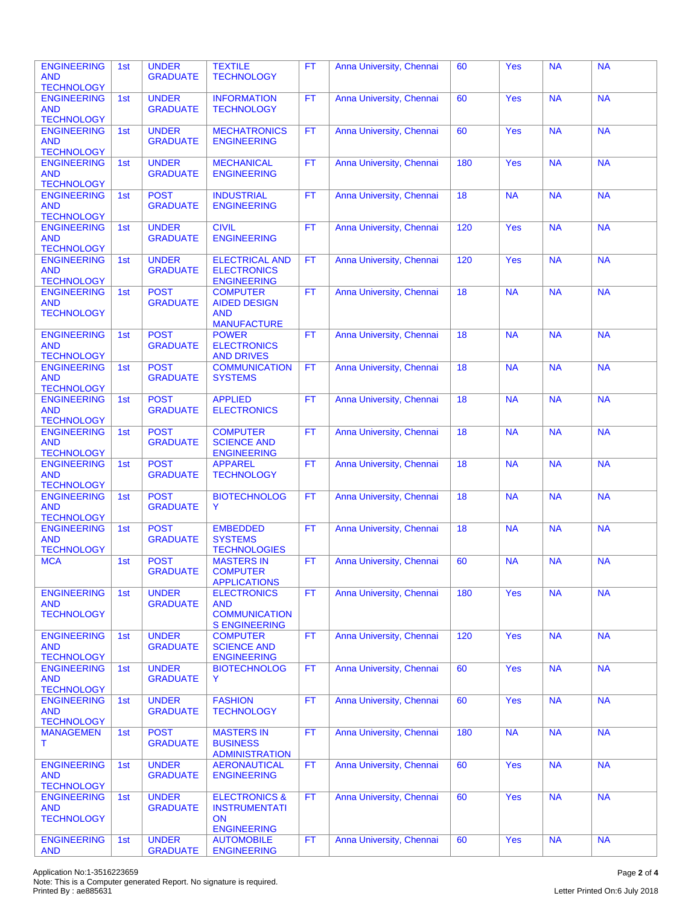| ENGINEERING AND TECHNOLOGY | 1st | UNDER GRADUATE | TEXTILE TECHNOLOGY | FT | Anna University, Chennai | 60 | Yes | NA | NA |
|---|---|---|---|---|---|---|---|---|---|
| ENGINEERING AND TECHNOLOGY | 1st | UNDER GRADUATE | INFORMATION TECHNOLOGY | FT | Anna University, Chennai | 60 | Yes | NA | NA |
| ENGINEERING AND TECHNOLOGY | 1st | UNDER GRADUATE | MECHATRONICS ENGINEERING | FT | Anna University, Chennai | 60 | Yes | NA | NA |
| ENGINEERING AND TECHNOLOGY | 1st | UNDER GRADUATE | MECHANICAL ENGINEERING | FT | Anna University, Chennai | 180 | Yes | NA | NA |
| ENGINEERING AND TECHNOLOGY | 1st | POST GRADUATE | INDUSTRIAL ENGINEERING | FT | Anna University, Chennai | 18 | NA | NA | NA |
| ENGINEERING AND TECHNOLOGY | 1st | UNDER GRADUATE | CIVIL ENGINEERING | FT | Anna University, Chennai | 120 | Yes | NA | NA |
| ENGINEERING AND TECHNOLOGY | 1st | UNDER GRADUATE | ELECTRICAL AND ELECTRONICS ENGINEERING | FT | Anna University, Chennai | 120 | Yes | NA | NA |
| ENGINEERING AND TECHNOLOGY | 1st | POST GRADUATE | COMPUTER AIDED DESIGN AND MANUFACTURE | FT | Anna University, Chennai | 18 | NA | NA | NA |
| ENGINEERING AND TECHNOLOGY | 1st | POST GRADUATE | POWER ELECTRONICS AND DRIVES | FT | Anna University, Chennai | 18 | NA | NA | NA |
| ENGINEERING AND TECHNOLOGY | 1st | POST GRADUATE | COMMUNICATION SYSTEMS | FT | Anna University, Chennai | 18 | NA | NA | NA |
| ENGINEERING AND TECHNOLOGY | 1st | POST GRADUATE | APPLIED ELECTRONICS | FT | Anna University, Chennai | 18 | NA | NA | NA |
| ENGINEERING AND TECHNOLOGY | 1st | POST GRADUATE | COMPUTER SCIENCE AND ENGINEERING | FT | Anna University, Chennai | 18 | NA | NA | NA |
| ENGINEERING AND TECHNOLOGY | 1st | POST GRADUATE | APPAREL TECHNOLOGY | FT | Anna University, Chennai | 18 | NA | NA | NA |
| ENGINEERING AND TECHNOLOGY | 1st | POST GRADUATE | BIOTECHNOLOGY | FT | Anna University, Chennai | 18 | NA | NA | NA |
| ENGINEERING AND TECHNOLOGY | 1st | POST GRADUATE | EMBEDDED SYSTEMS TECHNOLOGIES | FT | Anna University, Chennai | 18 | NA | NA | NA |
| MCA | 1st | POST GRADUATE | MASTERS IN COMPUTER APPLICATIONS | FT | Anna University, Chennai | 60 | NA | NA | NA |
| ENGINEERING AND TECHNOLOGY | 1st | UNDER GRADUATE | ELECTRONICS AND COMMUNICATIONS ENGINEERING | FT | Anna University, Chennai | 180 | Yes | NA | NA |
| ENGINEERING AND TECHNOLOGY | 1st | UNDER GRADUATE | COMPUTER SCIENCE AND ENGINEERING | FT | Anna University, Chennai | 120 | Yes | NA | NA |
| ENGINEERING AND TECHNOLOGY | 1st | UNDER GRADUATE | BIOTECHNOLOGY | FT | Anna University, Chennai | 60 | Yes | NA | NA |
| ENGINEERING AND TECHNOLOGY | 1st | UNDER GRADUATE | FASHION TECHNOLOGY | FT | Anna University, Chennai | 60 | Yes | NA | NA |
| MANAGEMENT | 1st | POST GRADUATE | MASTERS IN BUSINESS ADMINISTRATION | FT | Anna University, Chennai | 180 | NA | NA | NA |
| ENGINEERING AND TECHNOLOGY | 1st | UNDER GRADUATE | AERONAUTICAL ENGINEERING | FT | Anna University, Chennai | 60 | Yes | NA | NA |
| ENGINEERING AND TECHNOLOGY | 1st | UNDER GRADUATE | ELECTRONICS & INSTRUMENTATION ENGINEERING | FT | Anna University, Chennai | 60 | Yes | NA | NA |
| ENGINEERING AND | 1st | UNDER GRADUATE | AUTOMOBILE ENGINEERING | FT | Anna University, Chennai | 60 | Yes | NA | NA |

Application No:1-3516223659
Note: This is a Computer generated Report. No signature is required.
Printed By : ae885631

Letter Printed On:6 July 2018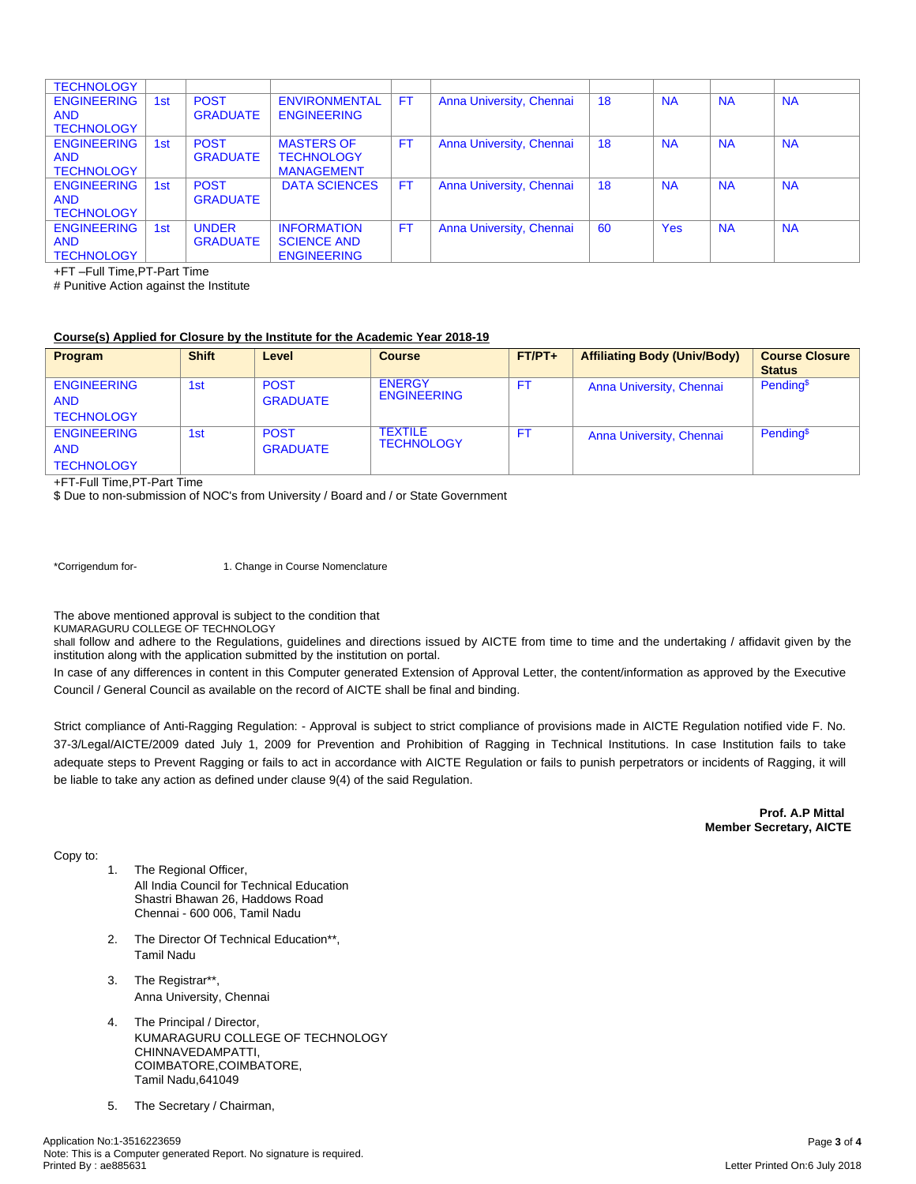| TECHNOLOGY | | | | | | | | | |
|---|---|---|---|---|---|---|---|---|---|
| ENGINEERING AND TECHNOLOGY | 1st | POST GRADUATE | ENVIRONMENTAL ENGINEERING | FT | Anna University, Chennai | 18 | NA | NA | NA |
| ENGINEERING AND TECHNOLOGY | 1st | POST GRADUATE | MASTERS OF TECHNOLOGY MANAGEMENT | FT | Anna University, Chennai | 18 | NA | NA | NA |
| ENGINEERING AND TECHNOLOGY | 1st | POST GRADUATE | DATA SCIENCES | FT | Anna University, Chennai | 18 | NA | NA | NA |
| ENGINEERING AND TECHNOLOGY | 1st | UNDER GRADUATE | INFORMATION SCIENCE AND ENGINEERING | FT | Anna University, Chennai | 60 | Yes | NA | NA |

+FT –Full Time,PT-Part Time

# Punitive Action against the Institute

**Course(s) Applied for Closure by the Institute for the Academic Year 2018-19**

| Program | Shift | Level | Course | FT/PT+ | Affiliating Body (Univ/Body) | Course Closure Status |
|---|---|---|---|---|---|---|
| ENGINEERING AND TECHNOLOGY | 1st | POST GRADUATE | ENERGY ENGINEERING | FT | Anna University, Chennai | Pending[$] |
| ENGINEERING AND TECHNOLOGY | 1st | POST GRADUATE | TEXTILE TECHNOLOGY | FT | Anna University, Chennai | Pending[$] |

+FT-Full Time,PT-Part Time

$ Due to non-submission of NOC's from University / Board and / or State Government

*Corrigendum for- 1. Change in Course Nomenclature

The above mentioned approval is subject to the condition that KUMARAGURU COLLEGE OF TECHNOLOGY shall follow and adhere to the Regulations, guidelines and directions issued by AICTE from time to time and the undertaking / affidavit given by the institution along with the application submitted by the institution on portal.

In case of any differences in content in this Computer generated Extension of Approval Letter, the content/information as approved by the Executive Council / General Council as available on the record of AICTE shall be final and binding.

Strict compliance of Anti-Ragging Regulation: - Approval is subject to strict compliance of provisions made in AICTE Regulation notified vide F. No. 37-3/Legal/AICTE/2009 dated July 1, 2009 for Prevention and Prohibition of Ragging in Technical Institutions. In case Institution fails to take adequate steps to Prevent Ragging or fails to act in accordance with AICTE Regulation or fails to punish perpetrators or incidents of Ragging, it will be liable to take any action as defined under clause 9(4) of the said Regulation.

**Prof. A.P Mittal**
**Member Secretary, AICTE**

Copy to:

1. The Regional Officer,
   All India Council for Technical Education
   Shastri Bhawan 26, Haddows Road
   Chennai - 600 006, Tamil Nadu

2. The Director Of Technical Education**,
   Tamil Nadu

3. The Registrar**,
   Anna University, Chennai

4. The Principal / Director,
   KUMARAGURU COLLEGE OF TECHNOLOGY
   CHINNAVEDAMPATTI,
   COIMBATORE,COIMBATORE,
   Tamil Nadu,641049

5. The Secretary / Chairman,

Application No:1-3516223659
Note: This is a Computer generated Report. No signature is required.
Printed By : ae885631
Letter Printed On:6 July 2018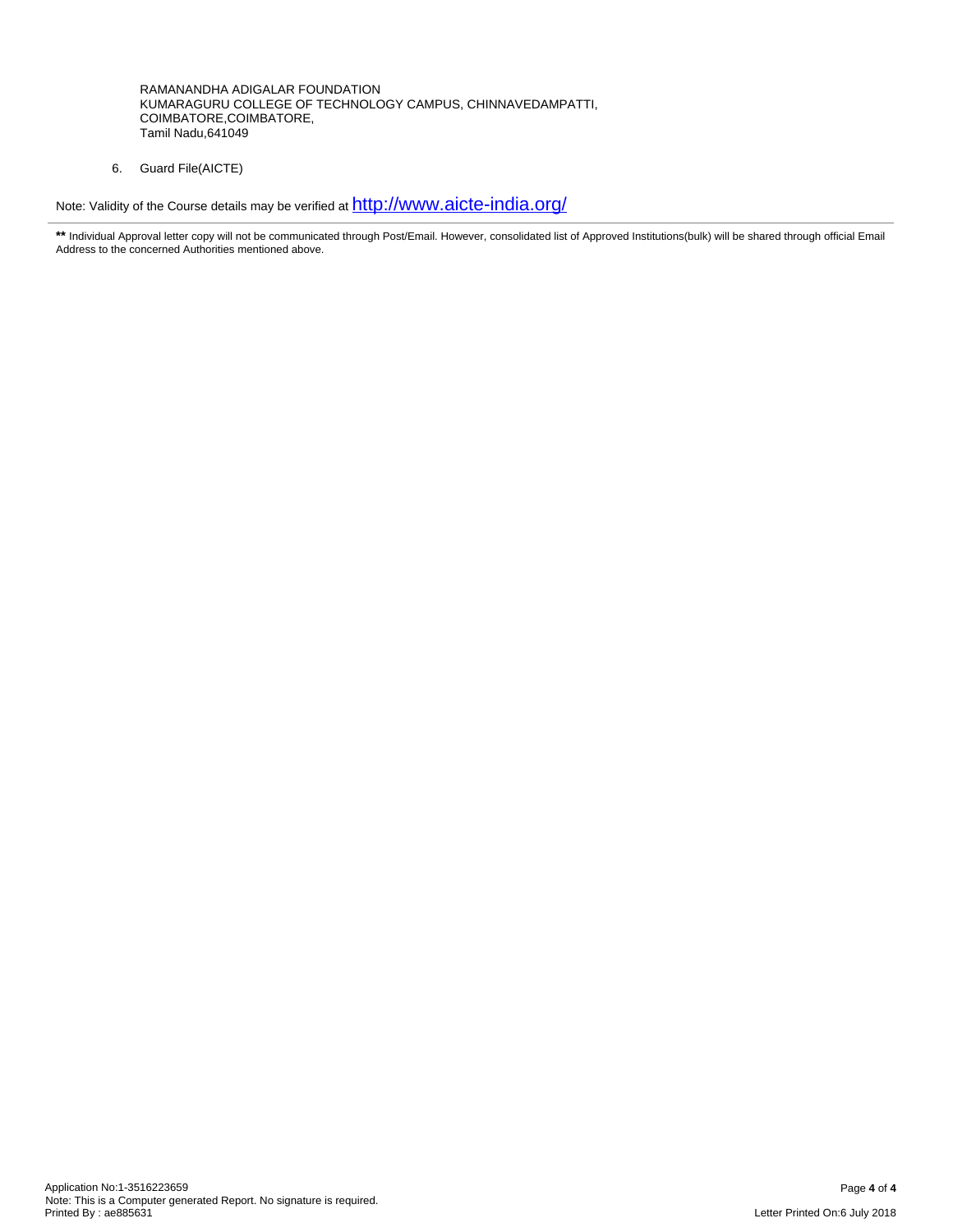RAMANANDHA ADIGALAR FOUNDATION
KUMARAGURU COLLEGE OF TECHNOLOGY CAMPUS, CHINNAVEDAMPATTI,
COIMBATORE,COIMBATORE,
Tamil Nadu,641049

6. Guard File(AICTE)

Note: Validity of the Course details may be verified at http://www.aicte-india.org/

---

**\*\*** Individual Approval letter copy will not be communicated through Post/Email. However, consolidated list of Approved Institutions(bulk) will be shared through official Email Address to the concerned Authorities mentioned above.

Application No:1-3516223659
Note: This is a Computer generated Report. No signature is required.
Printed By : ae885631

Letter Printed On:6 July 2018